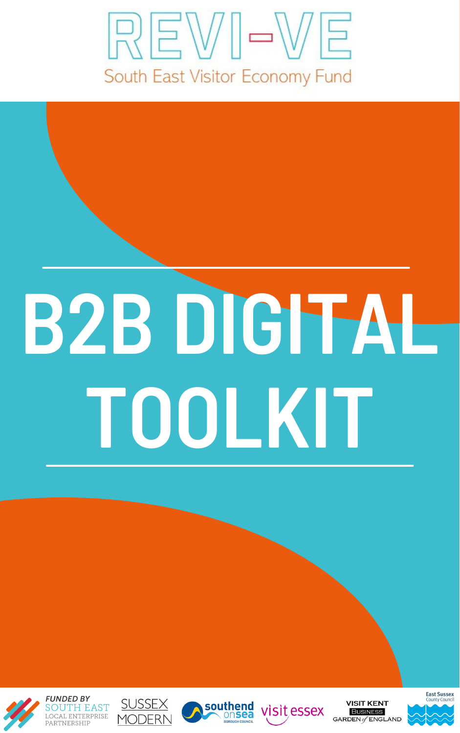# REVI-VE

South East Visitor Economy Fund

# B2B DIGITAL TOOLKIT

FUNDED BY SOUTH EAST LOCAL ENTERPRISE PARTNERSHIP

SUSSEX MODERN

southend on sea BOROUGH COUNCIL

visit essex

VISIT KENT BUSINESS GARDEN of ENGLAND

East Sussex County Council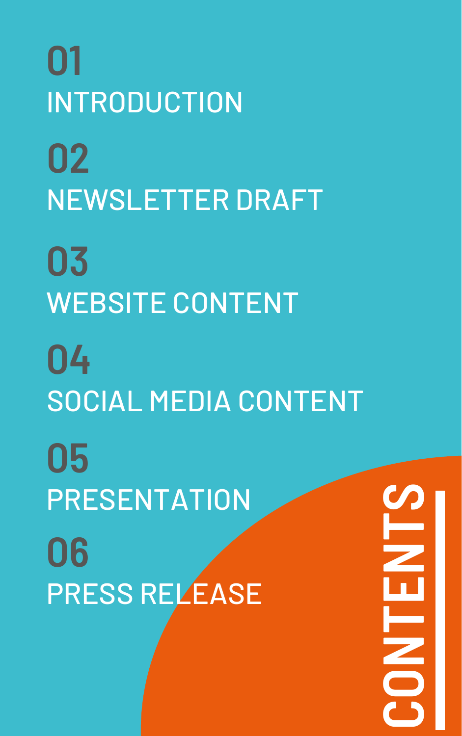# CONTENTS

**01**
INTRODUCTION

**02**
NEWSLETTER DRAFT

**03**
WEBSITE CONTENT

**04**
SOCIAL MEDIA CONTENT

**05**
PRESENTATION

**06**
PRESS RELEASE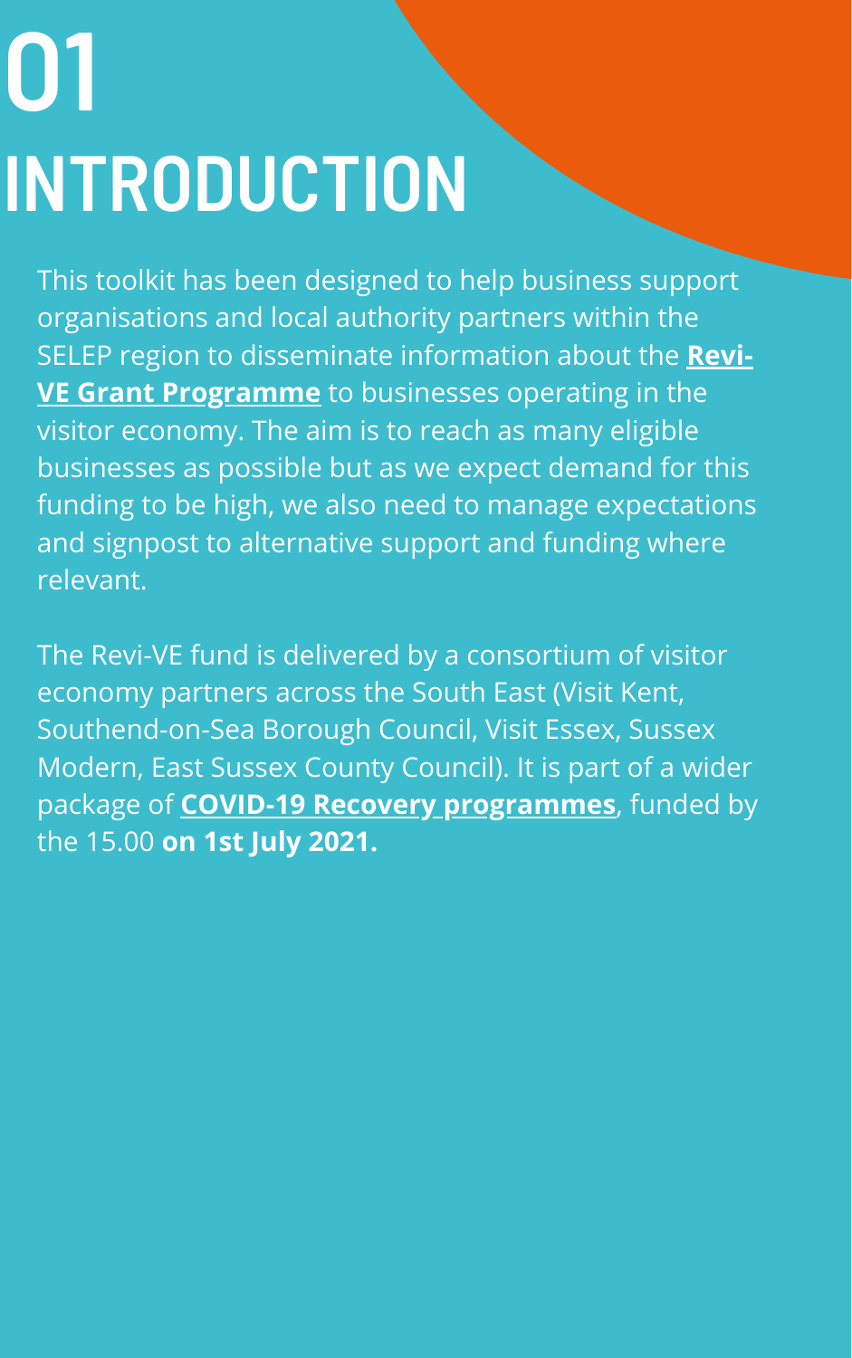# 01 INTRODUCTION

This toolkit has been designed to help business support organisations and local authority partners within the SELEP region to disseminate information about the **Revi-VE Grant Programme** to businesses operating in the visitor economy. The aim is to reach as many eligible businesses as possible but as we expect demand for this funding to be high, we also need to manage expectations and signpost to alternative support and funding where relevant.

The Revi-VE fund is delivered by a consortium of visitor economy partners across the South East (Visit Kent, Southend-on-Sea Borough Council, Visit Essex, Sussex Modern, East Sussex County Council). It is part of a wider package of **COVID-19 Recovery programmes**, funded by the 15.00 **on 1st July 2021.**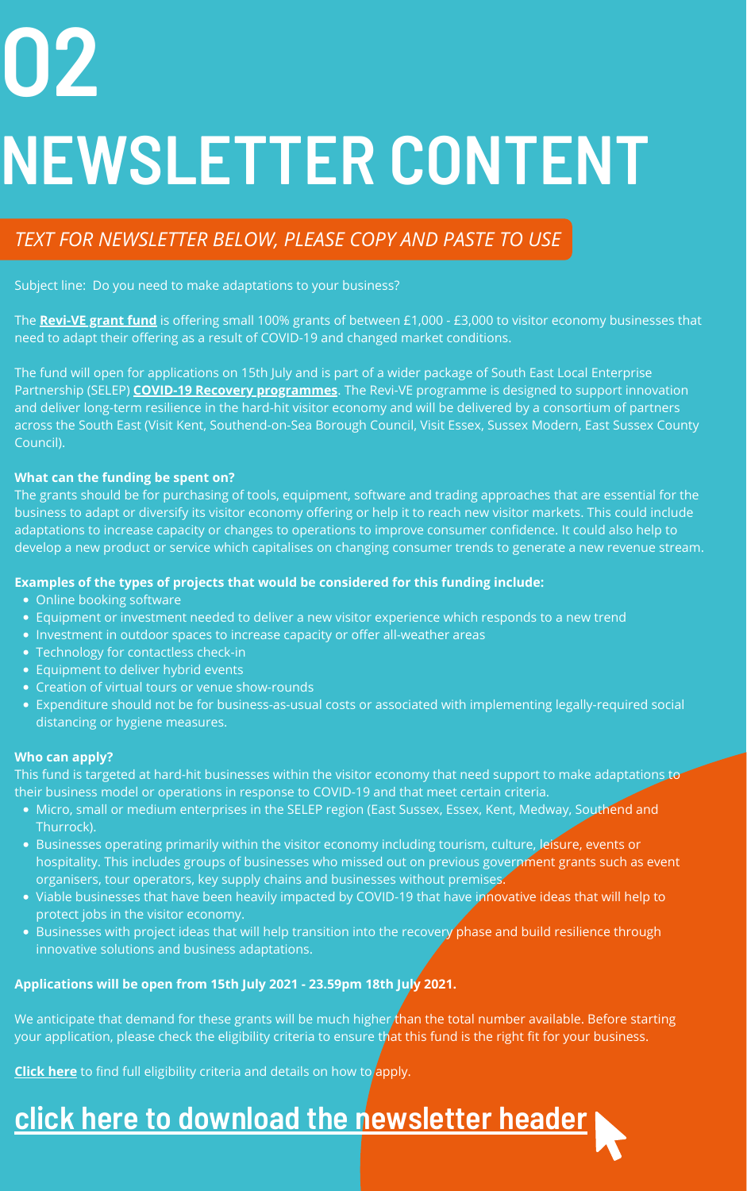# 02

# NEWSLETTER CONTENT

*TEXT FOR NEWSLETTER BELOW, PLEASE COPY AND PASTE TO USE*

Subject line: Do you need to make adaptations to your business?

The **Revi-VE grant fund** is offering small 100% grants of between £1,000 - £3,000 to visitor economy businesses that need to adapt their offering as a result of COVID-19 and changed market conditions.

The fund will open for applications on 15th July and is part of a wider package of South East Local Enterprise Partnership (SELEP) **COVID-19 Recovery programmes**. The Revi-VE programme is designed to support innovation and deliver long-term resilience in the hard-hit visitor economy and will be delivered by a consortium of partners across the South East (Visit Kent, Southend-on-Sea Borough Council, Visit Essex, Sussex Modern, East Sussex County Council).

**What can the funding be spent on?**

The grants should be for purchasing of tools, equipment, software and trading approaches that are essential for the business to adapt or diversify its visitor economy offering or help it to reach new visitor markets. This could include adaptations to increase capacity or changes to operations to improve consumer confidence. It could also help to develop a new product or service which capitalises on changing consumer trends to generate a new revenue stream.

**Examples of the types of projects that would be considered for this funding include:**

- Online booking software
- Equipment or investment needed to deliver a new visitor experience which responds to a new trend
- Investment in outdoor spaces to increase capacity or offer all-weather areas
- Technology for contactless check-in
- Equipment to deliver hybrid events
- Creation of virtual tours or venue show-rounds
- Expenditure should not be for business-as-usual costs or associated with implementing legally-required social distancing or hygiene measures.

**Who can apply?**

This fund is targeted at hard-hit businesses within the visitor economy that need support to make adaptations to their business model or operations in response to COVID-19 and that meet certain criteria.

- Micro, small or medium enterprises in the SELEP region (East Sussex, Essex, Kent, Medway, Southend and Thurrock).
- Businesses operating primarily within the visitor economy including tourism, culture, leisure, events or hospitality. This includes groups of businesses who missed out on previous government grants such as event organisers, tour operators, key supply chains and businesses without premises.
- Viable businesses that have been heavily impacted by COVID-19 that have innovative ideas that will help to protect jobs in the visitor economy.
- Businesses with project ideas that will help transition into the recovery phase and build resilience through innovative solutions and business adaptations.

**Applications will be open from 15th July 2021 - 23.59pm 18th July 2021.**

We anticipate that demand for these grants will be much higher than the total number available. Before starting your application, please check the eligibility criteria to ensure that this fund is the right fit for your business.

**Click here** to find full eligibility criteria and details on how to apply.

## click here to download the newsletter header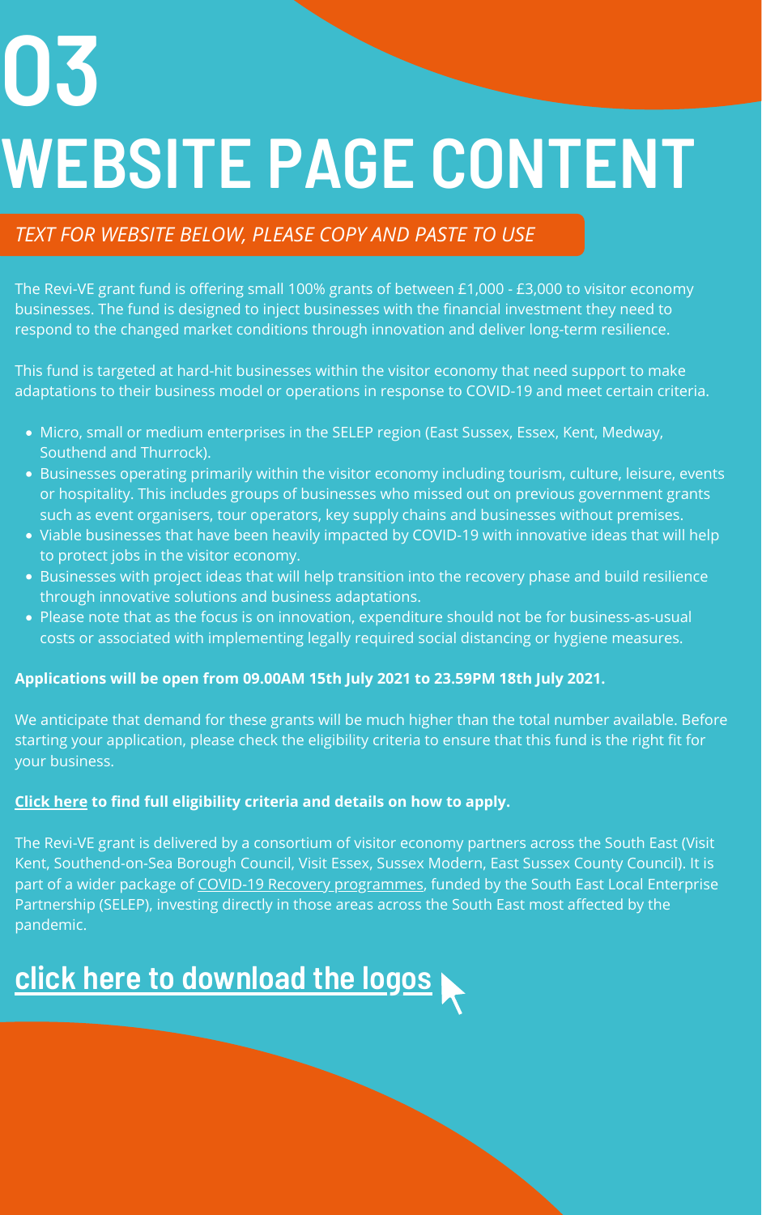# 03 WEBSITE PAGE CONTENT

*TEXT FOR WEBSITE BELOW, PLEASE COPY AND PASTE TO USE*

The Revi-VE grant fund is offering small 100% grants of between £1,000 - £3,000 to visitor economy businesses. The fund is designed to inject businesses with the financial investment they need to respond to the changed market conditions through innovation and deliver long-term resilience.

This fund is targeted at hard-hit businesses within the visitor economy that need support to make adaptations to their business model or operations in response to COVID-19 and meet certain criteria.

- Micro, small or medium enterprises in the SELEP region (East Sussex, Essex, Kent, Medway, Southend and Thurrock).
- Businesses operating primarily within the visitor economy including tourism, culture, leisure, events or hospitality. This includes groups of businesses who missed out on previous government grants such as event organisers, tour operators, key supply chains and businesses without premises.
- Viable businesses that have been heavily impacted by COVID-19 with innovative ideas that will help to protect jobs in the visitor economy.
- Businesses with project ideas that will help transition into the recovery phase and build resilience through innovative solutions and business adaptations.
- Please note that as the focus is on innovation, expenditure should not be for business-as-usual costs or associated with implementing legally required social distancing or hygiene measures.

**Applications will be open from 09.00AM 15th July 2021 to 23.59PM 18th July 2021.**

We anticipate that demand for these grants will be much higher than the total number available. Before starting your application, please check the eligibility criteria to ensure that this fund is the right fit for your business.

**Click here to find full eligibility criteria and details on how to apply.**

The Revi-VE grant is delivered by a consortium of visitor economy partners across the South East (Visit Kent, Southend-on-Sea Borough Council, Visit Essex, Sussex Modern, East Sussex County Council). It is part of a wider package of COVID-19 Recovery programmes, funded by the South East Local Enterprise Partnership (SELEP), investing directly in those areas across the South East most affected by the pandemic.

## click here to download the logos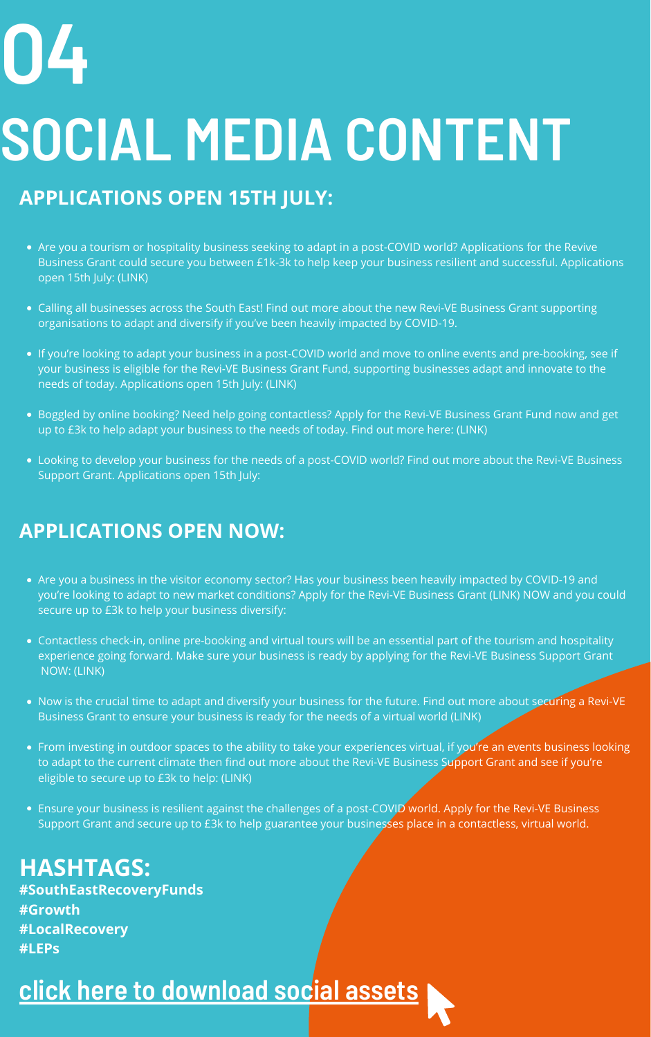# 04 SOCIAL MEDIA CONTENT

## APPLICATIONS OPEN 15TH JULY:

- Are you a tourism or hospitality business seeking to adapt in a post-COVID world? Applications for the Revive Business Grant could secure you between £1k-3k to help keep your business resilient and successful. Applications open 15th July: (LINK)
- Calling all businesses across the South East! Find out more about the new Revi-VE Business Grant supporting organisations to adapt and diversify if you've been heavily impacted by COVID-19.
- If you're looking to adapt your business in a post-COVID world and move to online events and pre-booking, see if your business is eligible for the Revi-VE Business Grant Fund, supporting businesses adapt and innovate to the needs of today. Applications open 15th July: (LINK)
- Boggled by online booking? Need help going contactless? Apply for the Revi-VE Business Grant Fund now and get up to £3k to help adapt your business to the needs of today. Find out more here: (LINK)
- Looking to develop your business for the needs of a post-COVID world? Find out more about the Revi-VE Business Support Grant. Applications open 15th July:

## APPLICATIONS OPEN NOW:

- Are you a business in the visitor economy sector? Has your business been heavily impacted by COVID-19 and you're looking to adapt to new market conditions? Apply for the Revi-VE Business Grant (LINK) NOW and you could secure up to £3k to help your business diversify:
- Contactless check-in, online pre-booking and virtual tours will be an essential part of the tourism and hospitality experience going forward. Make sure your business is ready by applying for the Revi-VE Business Support Grant NOW: (LINK)
- Now is the crucial time to adapt and diversify your business for the future. Find out more about securing a Revi-VE Business Grant to ensure your business is ready for the needs of a virtual world (LINK)
- From investing in outdoor spaces to the ability to take your experiences virtual, if you're an events business looking to adapt to the current climate then find out more about the Revi-VE Business Support Grant and see if you're eligible to secure up to £3k to help: (LINK)
- Ensure your business is resilient against the challenges of a post-COVID world. Apply for the Revi-VE Business Support Grant and secure up to £3k to help guarantee your businesses place in a contactless, virtual world.

## HASHTAGS:

**#SouthEastRecoveryFunds**
**#Growth**
**#LocalRecovery**
**#LEPs**

## click here to download social assets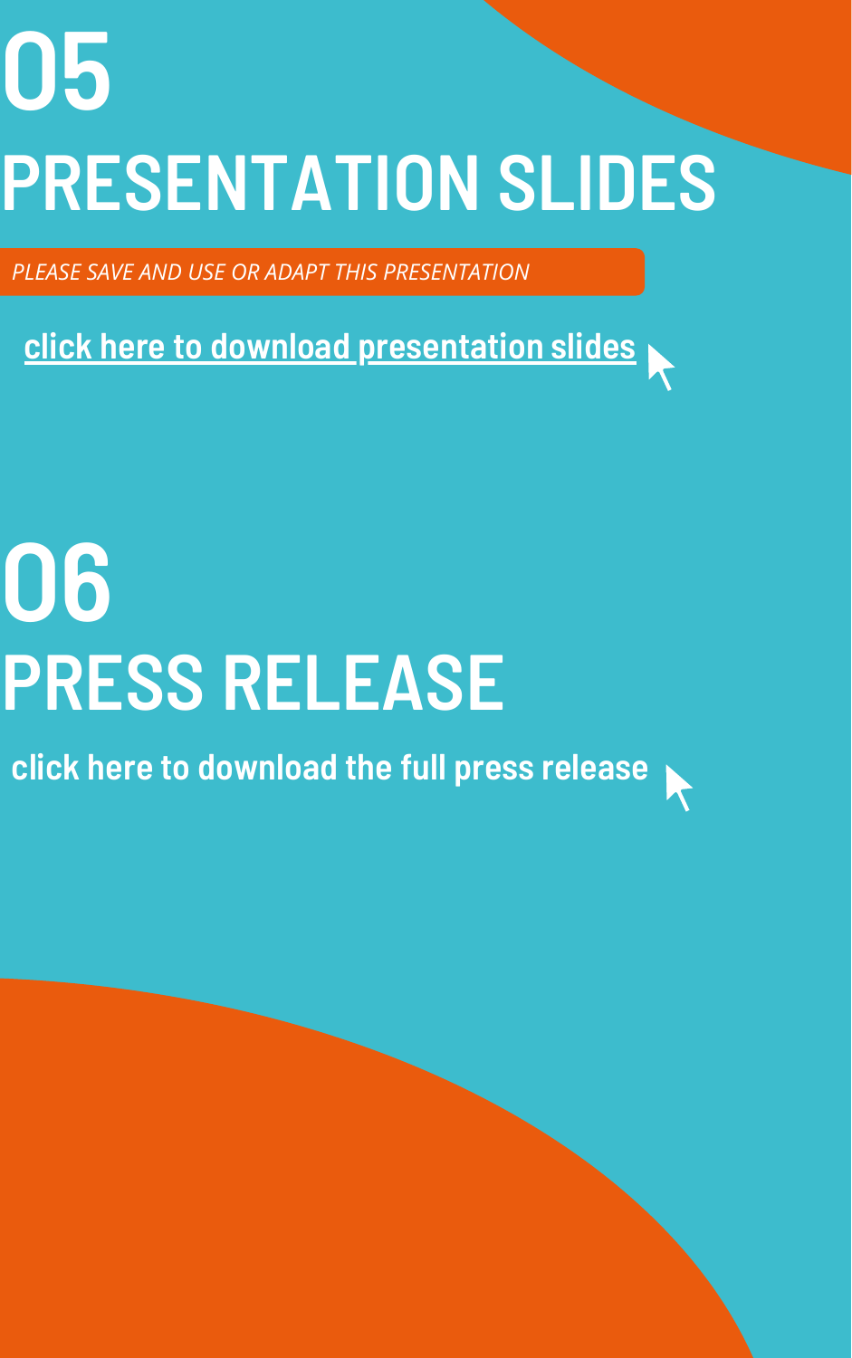# 05

# PRESENTATION SLIDES

*PLEASE SAVE AND USE OR ADAPT THIS PRESENTATION*

**click here to download presentation slides**

# 06

# PRESS RELEASE

**click here to download the full press release**